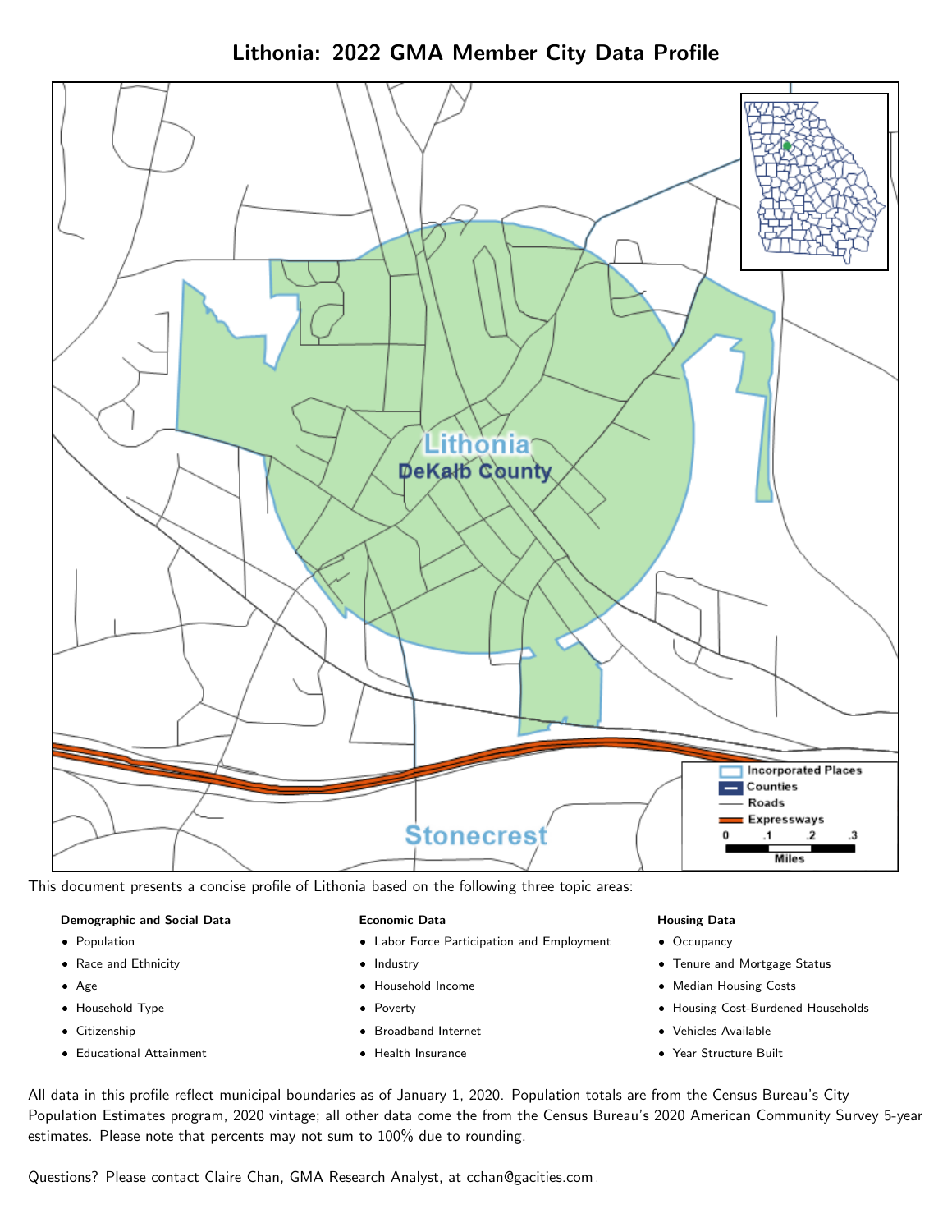# Lithonia: 2022 GMA Member City Data Profile

This document presents a concise profile of Lithonia based on the following three topic areas:

**Demographic and Social Data**

- Population
- Race and Ethnicity
- Age
- Household Type
- Citizenship
- Educational Attainment

**Economic Data**

- Labor Force Participation and Employment
- Industry
- Household Income
- Poverty
- Broadband Internet
- Health Insurance

**Housing Data**

- Occupancy
- Tenure and Mortgage Status
- Median Housing Costs
- Housing Cost-Burdened Households
- Vehicles Available
- Year Structure Built

All data in this profile reflect municipal boundaries as of January 1, 2020. Population totals are from the Census Bureau's City Population Estimates program, 2020 vintage; all other data come the from the Census Bureau's 2020 American Community Survey 5-year estimates. Please note that percents may not sum to 100% due to rounding.

Questions? Please contact Claire Chan, GMA Research Analyst, at cchan@gacities.com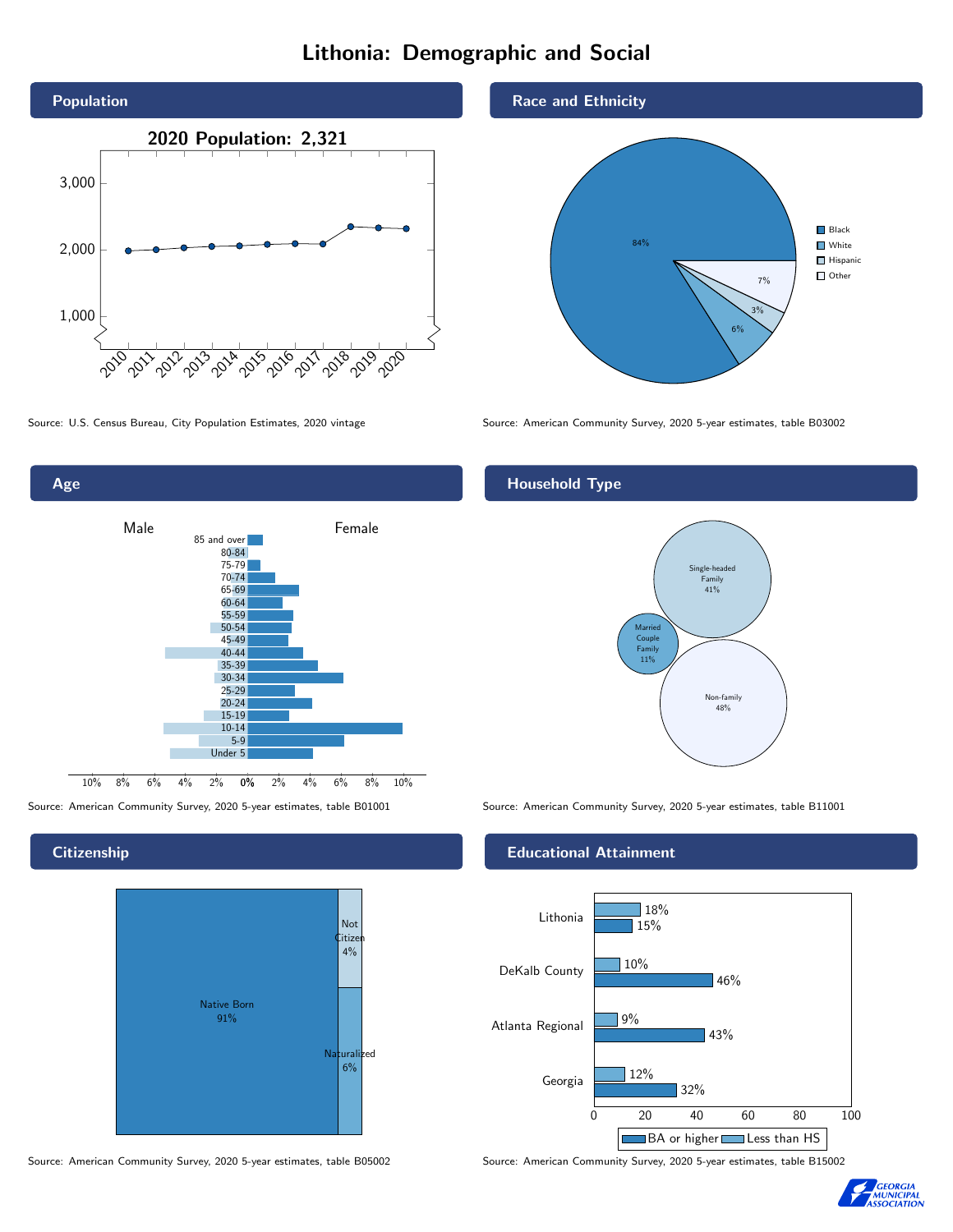# Lithonia: Demographic and Social

## Population

2020 Population: 2,321

Source: U.S. Census Bureau, City Population Estimates, 2020 vintage

## Race and Ethnicity

| Race/Ethnicity | Percent |
|---|---|
| Black | 84% |
| White | 6% |
| Hispanic | 3% |
| Other | 7% |

Source: American Community Survey, 2020 5-year estimates, table B03002

## Age

Source: American Community Survey, 2020 5-year estimates, table B01001

## Household Type

| Household Type | Percent |
|---|---|
| Single-headed Family | 41% |
| Married Couple Family | 11% |
| Non-family | 48% |

Source: American Community Survey, 2020 5-year estimates, table B11001

## Citizenship

| Citizenship | Percent |
|---|---|
| Native Born | 91% |
| Not Citizen | 4% |
| Naturalized | 6% |

Source: American Community Survey, 2020 5-year estimates, table B05002

## Educational Attainment

| Area | Less than HS | BA or higher |
|---|---|---|
| Lithonia | 18% | 15% |
| DeKalb County | 10% | 46% |
| Atlanta Regional | 9% | 43% |
| Georgia | 12% | 32% |

Source: American Community Survey, 2020 5-year estimates, table B15002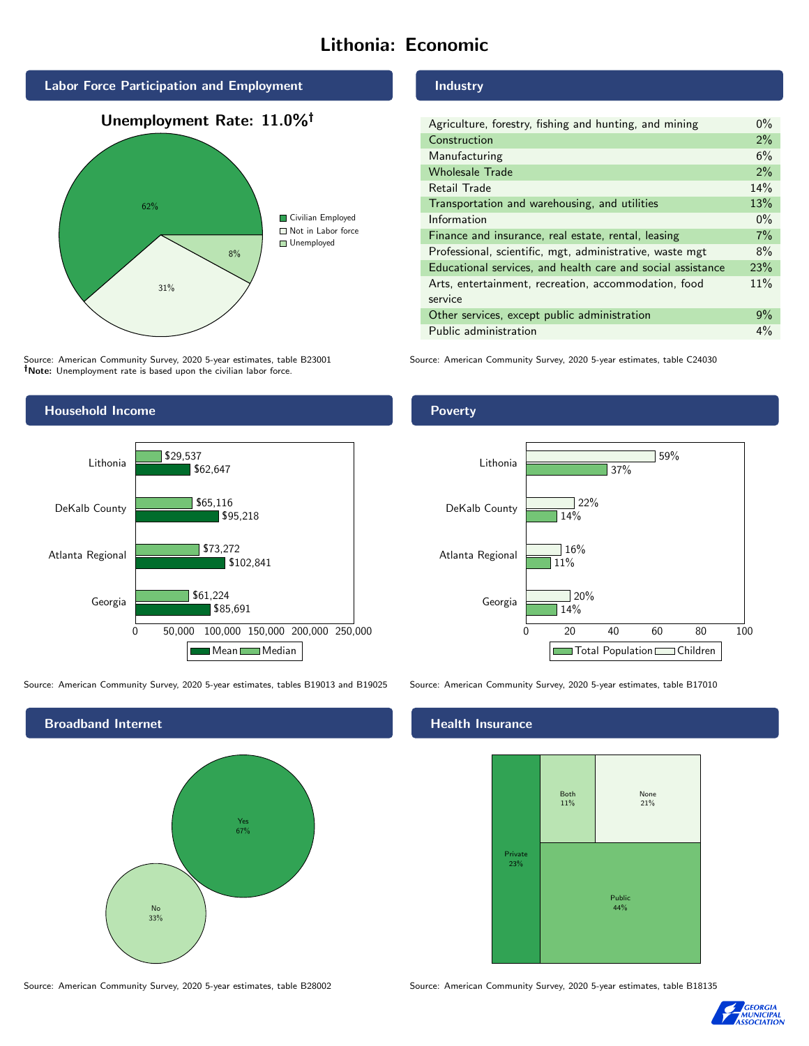# Lithonia: Economic

## Labor Force Participation and Employment

**Unemployment Rate: 11.0%†**

| Category | Percent |
|---|---|
| Civilian Employed | 62% |
| Not in Labor force | 31% |
| Unemployed | 8% |

Source: American Community Survey, 2020 5-year estimates, table B23001
**†Note:** Unemployment rate is based upon the civilian labor force.

## Industry

| Industry | Percent |
|---|---|
| Agriculture, forestry, fishing and hunting, and mining | 0% |
| Construction | 2% |
| Manufacturing | 6% |
| Wholesale Trade | 2% |
| Retail Trade | 14% |
| Transportation and warehousing, and utilities | 13% |
| Information | 0% |
| Finance and insurance, real estate, rental, leasing | 7% |
| Professional, scientific, mgt, administrative, waste mgt | 8% |
| Educational services, and health care and social assistance | 23% |
| Arts, entertainment, recreation, accommodation, food service | 11% |
| Other services, except public administration | 9% |
| Public administration | 4% |

Source: American Community Survey, 2020 5-year estimates, table C24030

## Household Income

| | Median | Mean |
|---|---|---|
| Lithonia | $29,537 | $62,647 |
| DeKalb County | $65,116 | $95,218 |
| Atlanta Regional | $73,272 | $102,841 |
| Georgia | $61,224 | $85,691 |

Source: American Community Survey, 2020 5-year estimates, tables B19013 and B19025

## Poverty

| | Children | Total Population |
|---|---|---|
| Lithonia | 59% | 37% |
| DeKalb County | 22% | 14% |
| Atlanta Regional | 16% | 11% |
| Georgia | 20% | 14% |

Source: American Community Survey, 2020 5-year estimates, table B17010

## Broadband Internet

| | Percent |
|---|---|
| Yes | 67% |
| No | 33% |

Source: American Community Survey, 2020 5-year estimates, table B28002

## Health Insurance

| | Percent |
|---|---|
| Private | 23% |
| Both | 11% |
| None | 21% |
| Public | 44% |

Source: American Community Survey, 2020 5-year estimates, table B18135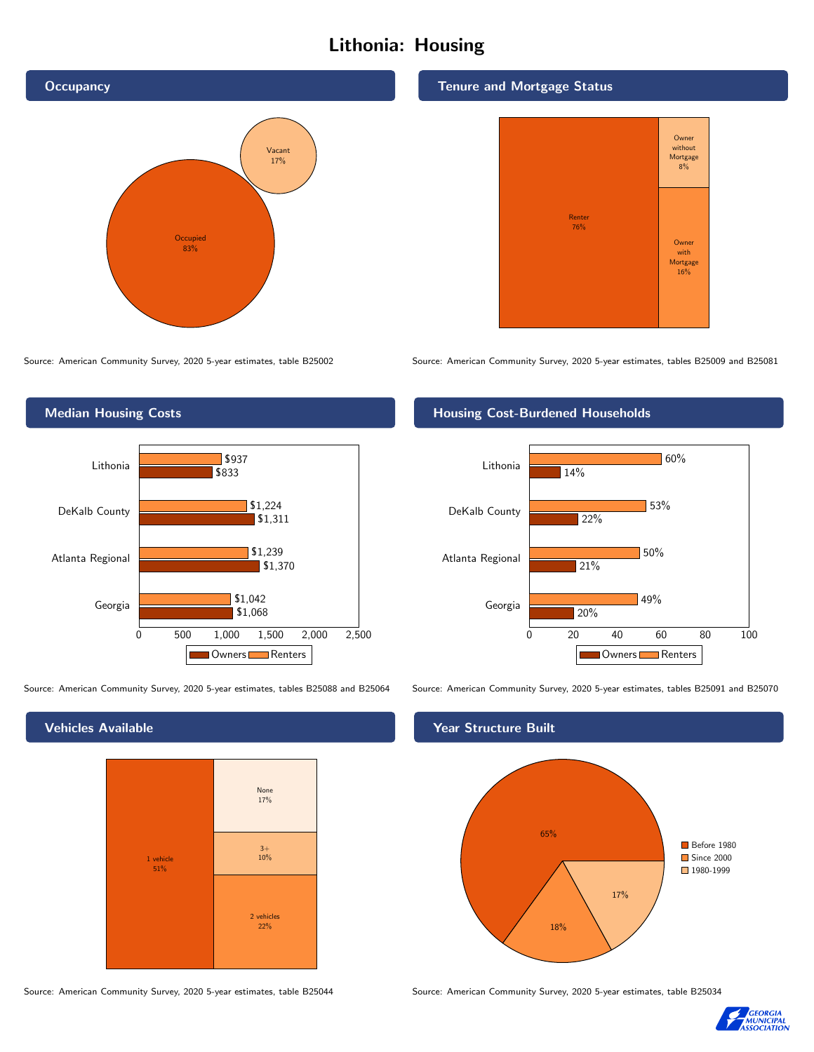# Lithonia: Housing

## Occupancy

Vacant
17%

Occupied
83%

Source: American Community Survey, 2020 5-year estimates, table B25002

## Tenure and Mortgage Status

Renter
76%

Owner without Mortgage
8%

Owner with Mortgage
16%

Source: American Community Survey, 2020 5-year estimates, tables B25009 and B25081

## Median Housing Costs

Lithonia
$937
$833

DeKalb County
$1,224
$1,311

Atlanta Regional
$1,239
$1,370

Georgia
$1,042
$1,068

0 500 1,000 1,500 2,000 2,500

Owners Renters

Source: American Community Survey, 2020 5-year estimates, tables B25088 and B25064

## Housing Cost-Burdened Households

Lithonia
60%
14%

DeKalb County
53%
22%

Atlanta Regional
50%
21%

Georgia
49%
20%

0 20 40 60 80 100

Owners Renters

Source: American Community Survey, 2020 5-year estimates, tables B25091 and B25070

## Vehicles Available

1 vehicle
51%

None
17%

3+
10%

2 vehicles
22%

Source: American Community Survey, 2020 5-year estimates, table B25044

## Year Structure Built

65%

18%

17%

Before 1980
Since 2000
1980-1999

Source: American Community Survey, 2020 5-year estimates, table B25034

GEORGIA MUNICIPAL ASSOCIATION